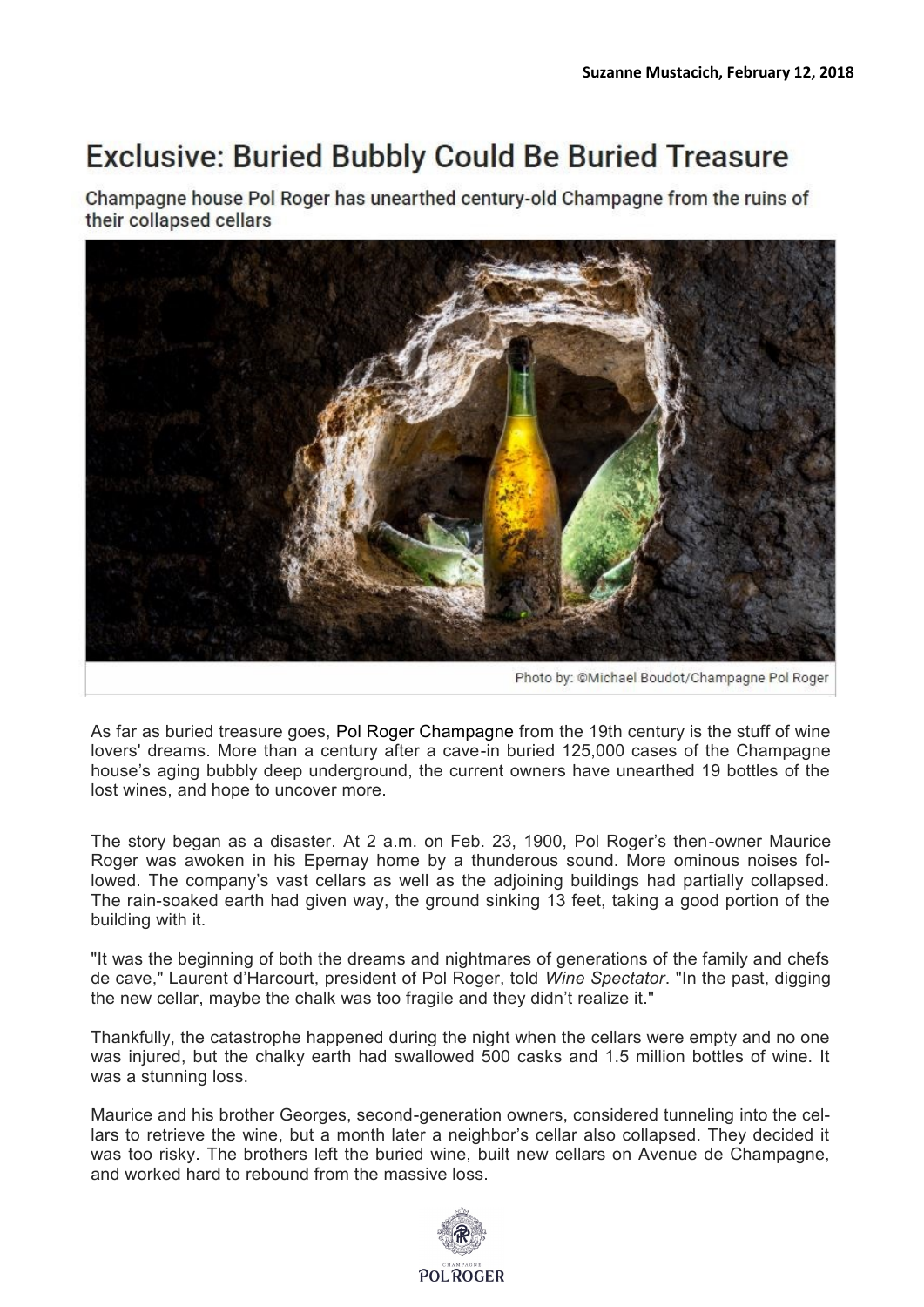**Suzanne Mustacich, February 12, 2018**

# Exclusive: Buried Bubbly Could Be Buried Treasure

## Champagne house Pol Roger has unearthed century-old Champagne from the ruins of their collapsed cellars

Photo by: ©Michael Boudot/Champagne Pol Roger

As far as buried treasure goes, Pol Roger Champagne from the 19th century is the stuff of wine lovers' dreams. More than a century after a cave-in buried 125,000 cases of the Champagne house's aging bubbly deep underground, the current owners have unearthed 19 bottles of the lost wines, and hope to uncover more.

The story began as a disaster. At 2 a.m. on Feb. 23, 1900, Pol Roger's then-owner Maurice Roger was awoken in his Epernay home by a thunderous sound. More ominous noises followed. The company's vast cellars as well as the adjoining buildings had partially collapsed. The rain-soaked earth had given way, the ground sinking 13 feet, taking a good portion of the building with it.

"It was the beginning of both the dreams and nightmares of generations of the family and chefs de cave," Laurent d'Harcourt, president of Pol Roger, told *Wine Spectator*. "In the past, digging the new cellar, maybe the chalk was too fragile and they didn't realize it."

Thankfully, the catastrophe happened during the night when the cellars were empty and no one was injured, but the chalky earth had swallowed 500 casks and 1.5 million bottles of wine. It was a stunning loss.

Maurice and his brother Georges, second-generation owners, considered tunneling into the cellars to retrieve the wine, but a month later a neighbor's cellar also collapsed. They decided it was too risky. The brothers left the buried wine, built new cellars on Avenue de Champagne, and worked hard to rebound from the massive loss.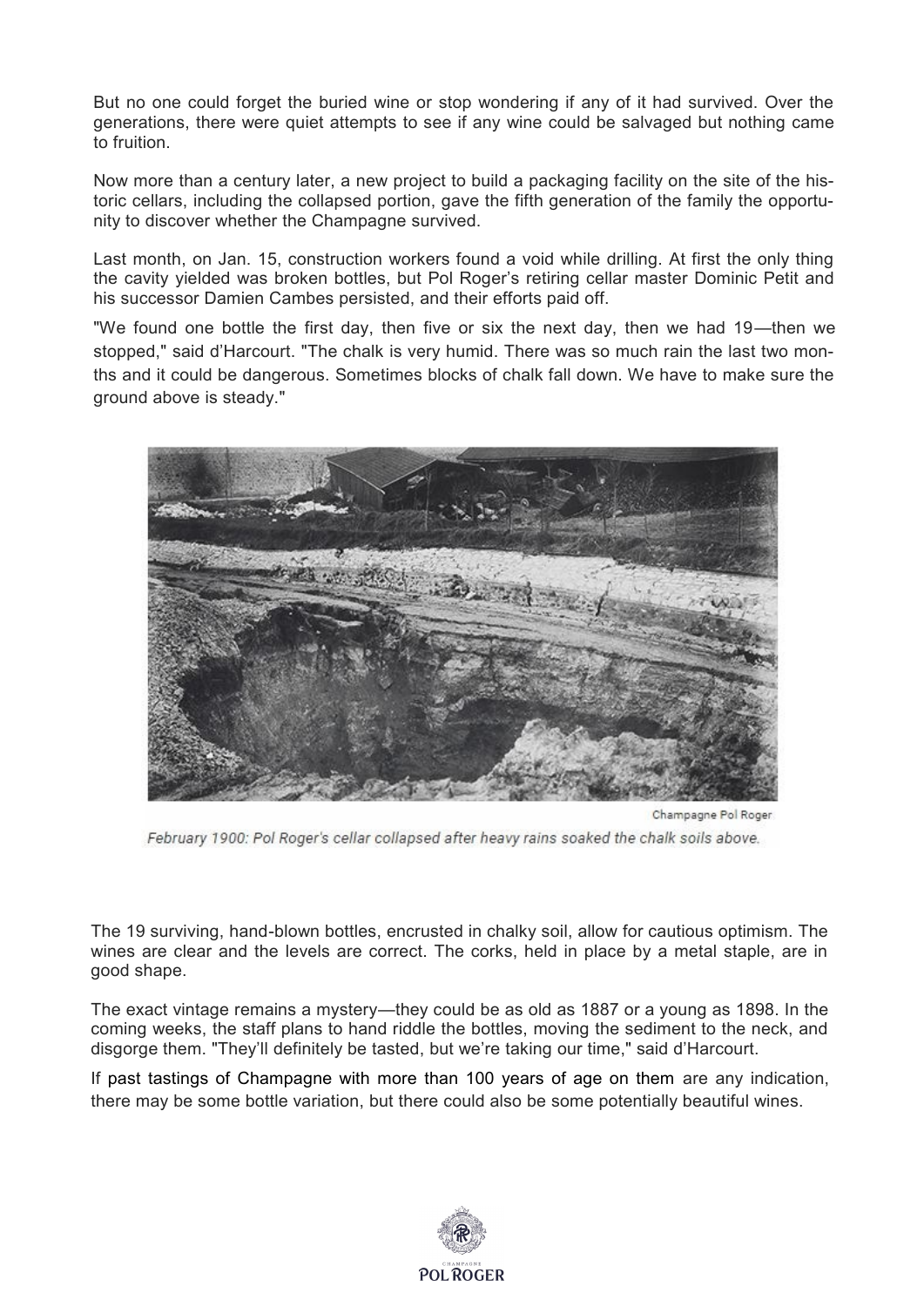But no one could forget the buried wine or stop wondering if any of it had survived. Over the generations, there were quiet attempts to see if any wine could be salvaged but nothing came to fruition.

Now more than a century later, a new project to build a packaging facility on the site of the historic cellars, including the collapsed portion, gave the fifth generation of the family the opportunity to discover whether the Champagne survived.

Last month, on Jan. 15, construction workers found a void while drilling. At first the only thing the cavity yielded was broken bottles, but Pol Roger's retiring cellar master Dominic Petit and his successor Damien Cambes persisted, and their efforts paid off.

"We found one bottle the first day, then five or six the next day, then we had 19—then we stopped," said d'Harcourt. "The chalk is very humid. There was so much rain the last two months and it could be dangerous. Sometimes blocks of chalk fall down. We have to make sure the ground above is steady."

Champagne Pol Roger

*February 1900: Pol Roger's cellar collapsed after heavy rains soaked the chalk soils above.*

The 19 surviving, hand-blown bottles, encrusted in chalky soil, allow for cautious optimism. The wines are clear and the levels are correct. The corks, held in place by a metal staple, are in good shape.

The exact vintage remains a mystery—they could be as old as 1887 or a young as 1898. In the coming weeks, the staff plans to hand riddle the bottles, moving the sediment to the neck, and disgorge them. "They'll definitely be tasted, but we're taking our time," said d'Harcourt.

If past tastings of Champagne with more than 100 years of age on them are any indication, there may be some bottle variation, but there could also be some potentially beautiful wines.